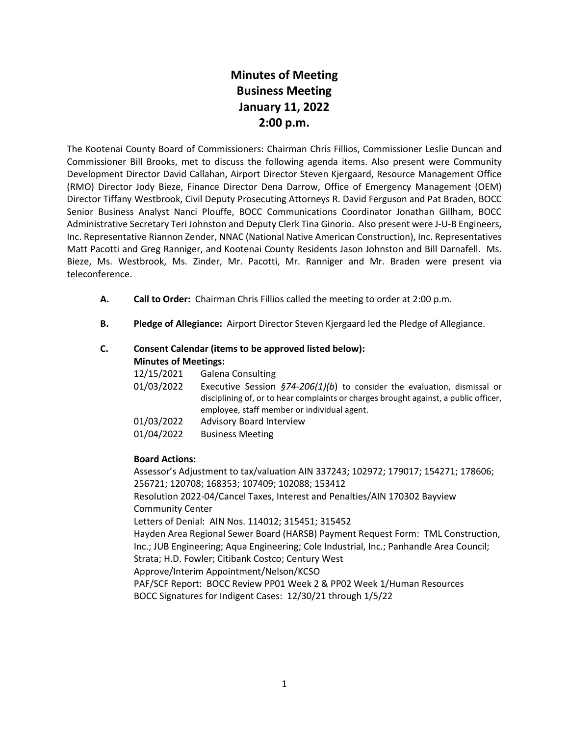# Minutes of Meeting
# Business Meeting
# January 11, 2022
# 2:00 p.m.

The Kootenai County Board of Commissioners: Chairman Chris Fillios, Commissioner Leslie Duncan and Commissioner Bill Brooks, met to discuss the following agenda items. Also present were Community Development Director David Callahan, Airport Director Steven Kjergaard, Resource Management Office (RMO) Director Jody Bieze, Finance Director Dena Darrow, Office of Emergency Management (OEM) Director Tiffany Westbrook, Civil Deputy Prosecuting Attorneys R. David Ferguson and Pat Braden, BOCC Senior Business Analyst Nanci Plouffe, BOCC Communications Coordinator Jonathan Gillham, BOCC Administrative Secretary Teri Johnston and Deputy Clerk Tina Ginorio. Also present were J-U-B Engineers, Inc. Representative Riannon Zender, NNAC (National Native American Construction), Inc. Representatives Matt Pacotti and Greg Ranniger, and Kootenai County Residents Jason Johnston and Bill Darnafell. Ms. Bieze, Ms. Westbrook, Ms. Zinder, Mr. Pacotti, Mr. Ranniger and Mr. Braden were present via teleconference.

- **A. Call to Order:** Chairman Chris Fillios called the meeting to order at 2:00 p.m.
- **B. Pledge of Allegiance:** Airport Director Steven Kjergaard led the Pledge of Allegiance.
- **C. Consent Calendar (items to be approved listed below):**

**Minutes of Meetings:**

12/15/2021 Galena Consulting

01/03/2022 Executive Session *§74-206(1)(b)* to consider the evaluation, dismissal or disciplining of, or to hear complaints or charges brought against, a public officer, employee, staff member or individual agent.

01/03/2022 Advisory Board Interview

01/04/2022 Business Meeting

**Board Actions:**

Assessor's Adjustment to tax/valuation AIN 337243; 102972; 179017; 154271; 178606; 256721; 120708; 168353; 107409; 102088; 153412

Resolution 2022-04/Cancel Taxes, Interest and Penalties/AIN 170302 Bayview Community Center

Letters of Denial: AIN Nos. 114012; 315451; 315452

Hayden Area Regional Sewer Board (HARSB) Payment Request Form: TML Construction, Inc.; JUB Engineering; Aqua Engineering; Cole Industrial, Inc.; Panhandle Area Council; Strata; H.D. Fowler; Citibank Costco; Century West

Approve/Interim Appointment/Nelson/KCSO

PAF/SCF Report: BOCC Review PP01 Week 2 & PP02 Week 1/Human Resources

BOCC Signatures for Indigent Cases: 12/30/21 through 1/5/22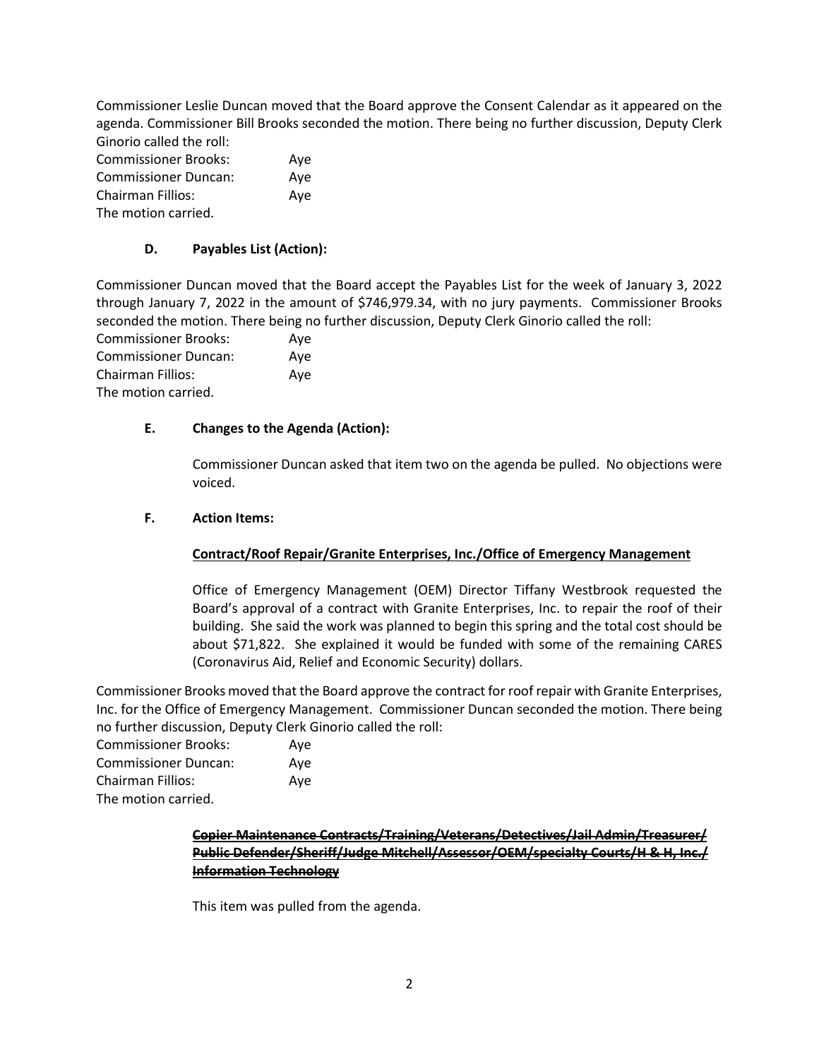Commissioner Leslie Duncan moved that the Board approve the Consent Calendar as it appeared on the agenda. Commissioner Bill Brooks seconded the motion. There being no further discussion, Deputy Clerk Ginorio called the roll:

Commissioner Brooks: Aye
Commissioner Duncan: Aye
Chairman Fillios: Aye
The motion carried.

**D. Payables List (Action):**

Commissioner Duncan moved that the Board accept the Payables List for the week of January 3, 2022 through January 7, 2022 in the amount of $746,979.34, with no jury payments. Commissioner Brooks seconded the motion. There being no further discussion, Deputy Clerk Ginorio called the roll:

Commissioner Brooks: Aye
Commissioner Duncan: Aye
Chairman Fillios: Aye
The motion carried.

**E. Changes to the Agenda (Action):**

Commissioner Duncan asked that item two on the agenda be pulled. No objections were voiced.

**F. Action Items:**

**Contract/Roof Repair/Granite Enterprises, Inc./Office of Emergency Management**

Office of Emergency Management (OEM) Director Tiffany Westbrook requested the Board's approval of a contract with Granite Enterprises, Inc. to repair the roof of their building. She said the work was planned to begin this spring and the total cost should be about $71,822. She explained it would be funded with some of the remaining CARES (Coronavirus Aid, Relief and Economic Security) dollars.

Commissioner Brooks moved that the Board approve the contract for roof repair with Granite Enterprises, Inc. for the Office of Emergency Management. Commissioner Duncan seconded the motion. There being no further discussion, Deputy Clerk Ginorio called the roll:

Commissioner Brooks: Aye
Commissioner Duncan: Aye
Chairman Fillios: Aye
The motion carried.

**~~Copier Maintenance Contracts/Training/Veterans/Detectives/Jail Admin/Treasurer/Public Defender/Sheriff/Judge Mitchell/Assessor/OEM/specialty Courts/H & H, Inc./Information Technology~~**

This item was pulled from the agenda.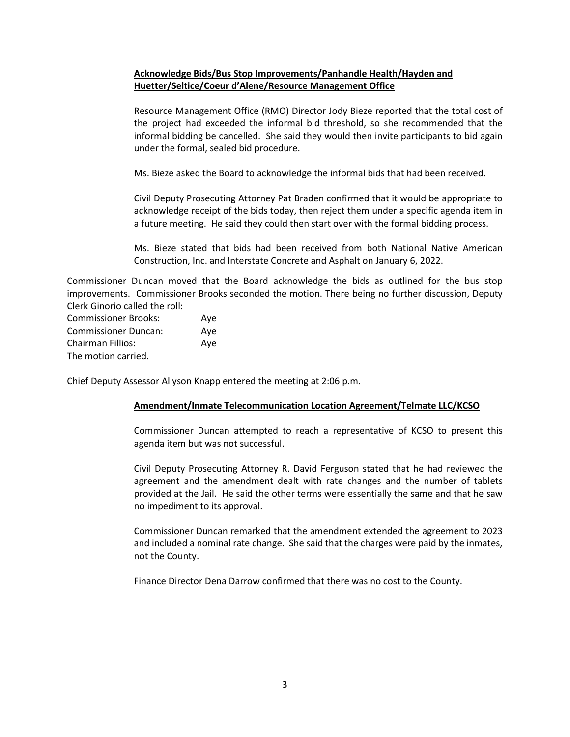**Acknowledge Bids/Bus Stop Improvements/Panhandle Health/Hayden and Huetter/Seltice/Coeur d'Alene/Resource Management Office**

Resource Management Office (RMO) Director Jody Bieze reported that the total cost of the project had exceeded the informal bid threshold, so she recommended that the informal bidding be cancelled. She said they would then invite participants to bid again under the formal, sealed bid procedure.

Ms. Bieze asked the Board to acknowledge the informal bids that had been received.

Civil Deputy Prosecuting Attorney Pat Braden confirmed that it would be appropriate to acknowledge receipt of the bids today, then reject them under a specific agenda item in a future meeting. He said they could then start over with the formal bidding process.

Ms. Bieze stated that bids had been received from both National Native American Construction, Inc. and Interstate Concrete and Asphalt on January 6, 2022.

Commissioner Duncan moved that the Board acknowledge the bids as outlined for the bus stop improvements. Commissioner Brooks seconded the motion. There being no further discussion, Deputy Clerk Ginorio called the roll:

| | |
|---|---|
| Commissioner Brooks: | Aye |
| Commissioner Duncan: | Aye |
| Chairman Fillios: | Aye |

The motion carried.

Chief Deputy Assessor Allyson Knapp entered the meeting at 2:06 p.m.

**Amendment/Inmate Telecommunication Location Agreement/Telmate LLC/KCSO**

Commissioner Duncan attempted to reach a representative of KCSO to present this agenda item but was not successful.

Civil Deputy Prosecuting Attorney R. David Ferguson stated that he had reviewed the agreement and the amendment dealt with rate changes and the number of tablets provided at the Jail. He said the other terms were essentially the same and that he saw no impediment to its approval.

Commissioner Duncan remarked that the amendment extended the agreement to 2023 and included a nominal rate change. She said that the charges were paid by the inmates, not the County.

Finance Director Dena Darrow confirmed that there was no cost to the County.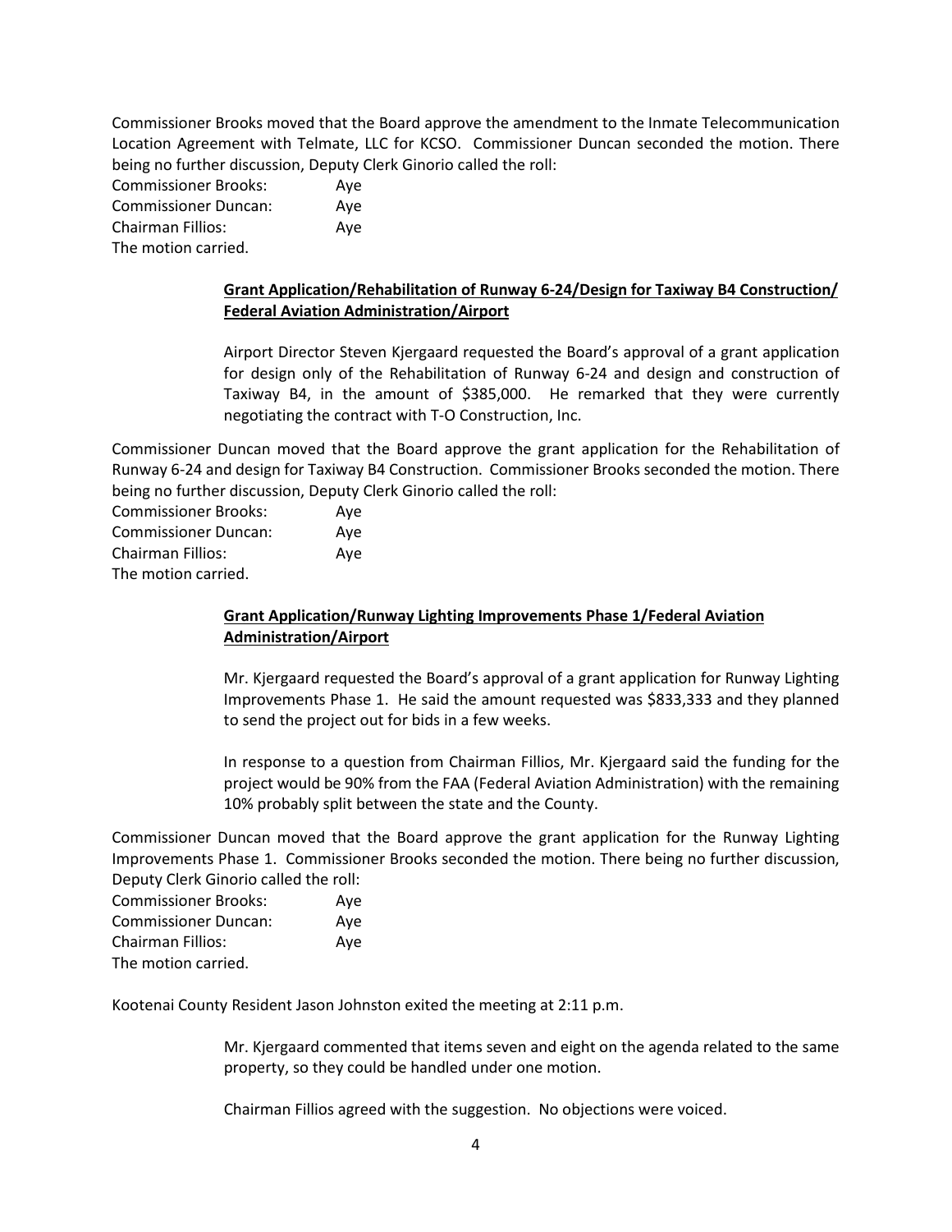Commissioner Brooks moved that the Board approve the amendment to the Inmate Telecommunication Location Agreement with Telmate, LLC for KCSO. Commissioner Duncan seconded the motion. There being no further discussion, Deputy Clerk Ginorio called the roll:

Commissioner Brooks: Aye
Commissioner Duncan: Aye
Chairman Fillios: Aye
The motion carried.

**Grant Application/Rehabilitation of Runway 6-24/Design for Taxiway B4 Construction/ Federal Aviation Administration/Airport**

Airport Director Steven Kjergaard requested the Board's approval of a grant application for design only of the Rehabilitation of Runway 6-24 and design and construction of Taxiway B4, in the amount of $385,000. He remarked that they were currently negotiating the contract with T-O Construction, Inc.

Commissioner Duncan moved that the Board approve the grant application for the Rehabilitation of Runway 6-24 and design for Taxiway B4 Construction. Commissioner Brooks seconded the motion. There being no further discussion, Deputy Clerk Ginorio called the roll:

Commissioner Brooks: Aye
Commissioner Duncan: Aye
Chairman Fillios: Aye
The motion carried.

**Grant Application/Runway Lighting Improvements Phase 1/Federal Aviation Administration/Airport**

Mr. Kjergaard requested the Board's approval of a grant application for Runway Lighting Improvements Phase 1. He said the amount requested was $833,333 and they planned to send the project out for bids in a few weeks.

In response to a question from Chairman Fillios, Mr. Kjergaard said the funding for the project would be 90% from the FAA (Federal Aviation Administration) with the remaining 10% probably split between the state and the County.

Commissioner Duncan moved that the Board approve the grant application for the Runway Lighting Improvements Phase 1. Commissioner Brooks seconded the motion. There being no further discussion, Deputy Clerk Ginorio called the roll:

Commissioner Brooks: Aye
Commissioner Duncan: Aye
Chairman Fillios: Aye
The motion carried.

Kootenai County Resident Jason Johnston exited the meeting at 2:11 p.m.

Mr. Kjergaard commented that items seven and eight on the agenda related to the same property, so they could be handled under one motion.

Chairman Fillios agreed with the suggestion. No objections were voiced.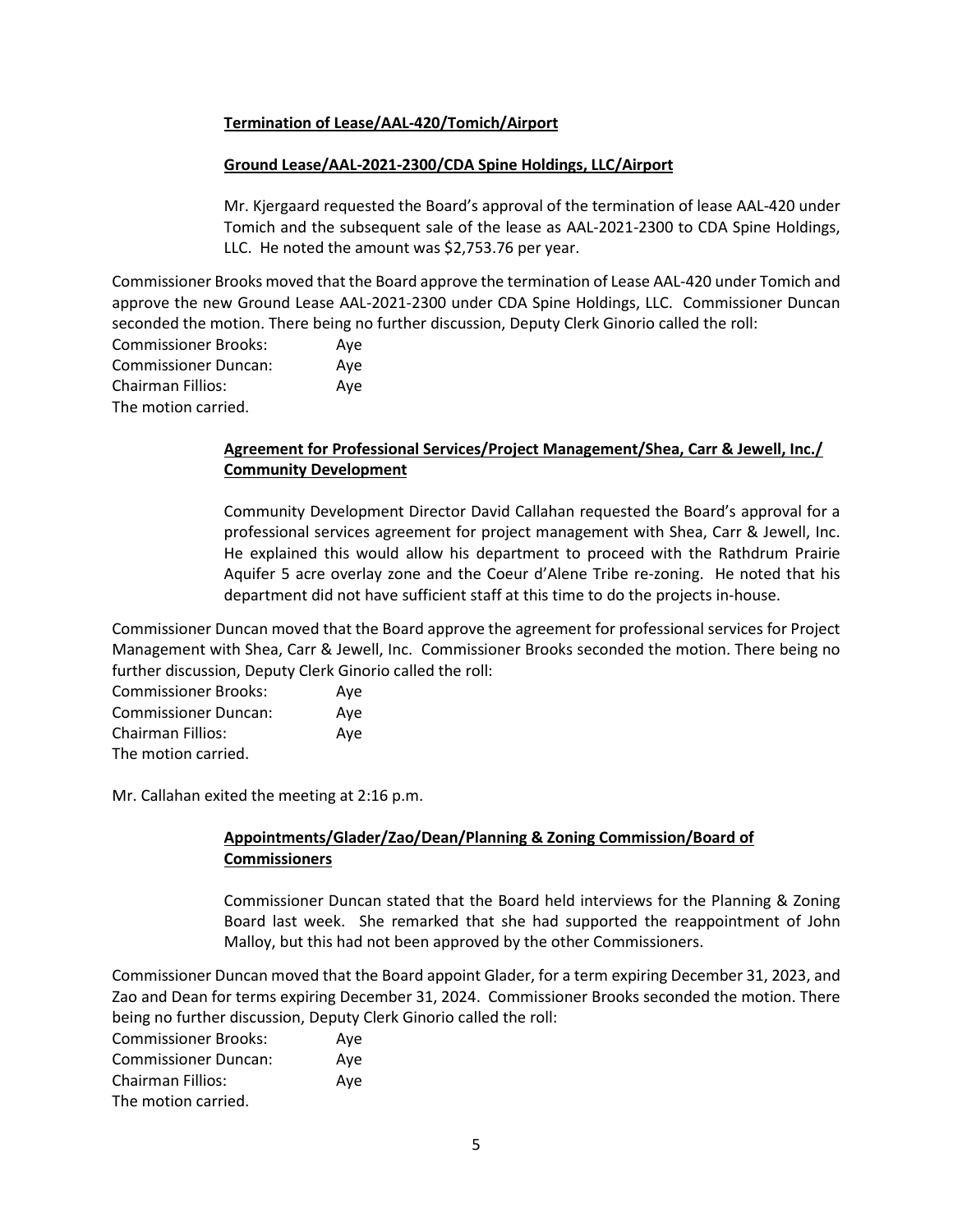**Termination of Lease/AAL-420/Tomich/Airport**

**Ground Lease/AAL-2021-2300/CDA Spine Holdings, LLC/Airport**

Mr. Kjergaard requested the Board's approval of the termination of lease AAL-420 under Tomich and the subsequent sale of the lease as AAL-2021-2300 to CDA Spine Holdings, LLC. He noted the amount was $2,753.76 per year.

Commissioner Brooks moved that the Board approve the termination of Lease AAL-420 under Tomich and approve the new Ground Lease AAL-2021-2300 under CDA Spine Holdings, LLC. Commissioner Duncan seconded the motion. There being no further discussion, Deputy Clerk Ginorio called the roll:

Commissioner Brooks: Aye
Commissioner Duncan: Aye
Chairman Fillios: Aye
The motion carried.

**Agreement for Professional Services/Project Management/Shea, Carr & Jewell, Inc./ Community Development**

Community Development Director David Callahan requested the Board's approval for a professional services agreement for project management with Shea, Carr & Jewell, Inc. He explained this would allow his department to proceed with the Rathdrum Prairie Aquifer 5 acre overlay zone and the Coeur d'Alene Tribe re-zoning. He noted that his department did not have sufficient staff at this time to do the projects in-house.

Commissioner Duncan moved that the Board approve the agreement for professional services for Project Management with Shea, Carr & Jewell, Inc. Commissioner Brooks seconded the motion. There being no further discussion, Deputy Clerk Ginorio called the roll:

Commissioner Brooks: Aye
Commissioner Duncan: Aye
Chairman Fillios: Aye
The motion carried.

Mr. Callahan exited the meeting at 2:16 p.m.

**Appointments/Glader/Zao/Dean/Planning & Zoning Commission/Board of Commissioners**

Commissioner Duncan stated that the Board held interviews for the Planning & Zoning Board last week. She remarked that she had supported the reappointment of John Malloy, but this had not been approved by the other Commissioners.

Commissioner Duncan moved that the Board appoint Glader, for a term expiring December 31, 2023, and Zao and Dean for terms expiring December 31, 2024. Commissioner Brooks seconded the motion. There being no further discussion, Deputy Clerk Ginorio called the roll:

Commissioner Brooks: Aye
Commissioner Duncan: Aye
Chairman Fillios: Aye
The motion carried.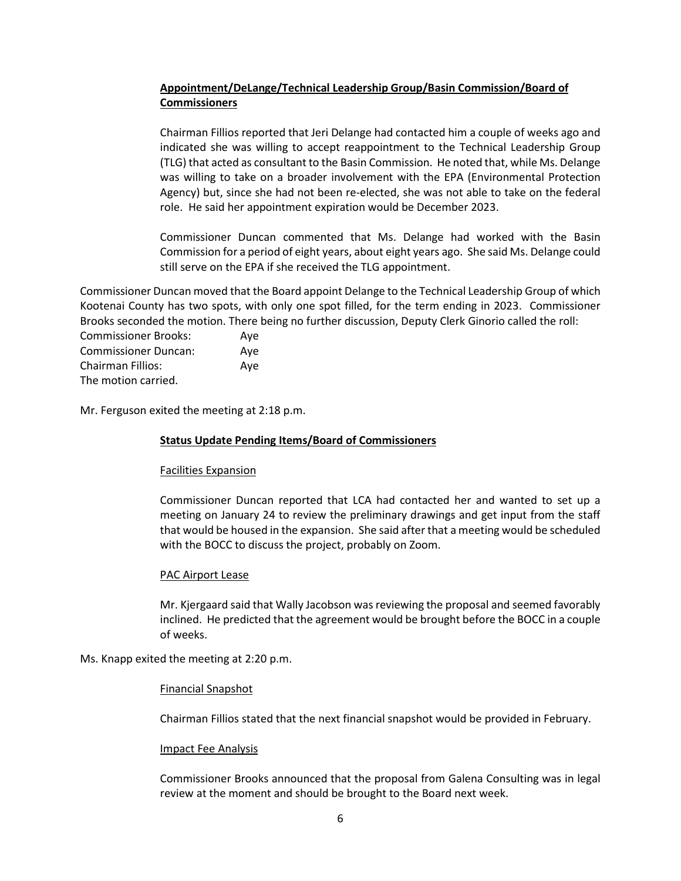**Appointment/DeLange/Technical Leadership Group/Basin Commission/Board of Commissioners**

Chairman Fillios reported that Jeri Delange had contacted him a couple of weeks ago and indicated she was willing to accept reappointment to the Technical Leadership Group (TLG) that acted as consultant to the Basin Commission. He noted that, while Ms. Delange was willing to take on a broader involvement with the EPA (Environmental Protection Agency) but, since she had not been re-elected, she was not able to take on the federal role. He said her appointment expiration would be December 2023.

Commissioner Duncan commented that Ms. Delange had worked with the Basin Commission for a period of eight years, about eight years ago. She said Ms. Delange could still serve on the EPA if she received the TLG appointment.

Commissioner Duncan moved that the Board appoint Delange to the Technical Leadership Group of which Kootenai County has two spots, with only one spot filled, for the term ending in 2023. Commissioner Brooks seconded the motion. There being no further discussion, Deputy Clerk Ginorio called the roll:

Commissioner Brooks: Aye
Commissioner Duncan: Aye
Chairman Fillios: Aye
The motion carried.

Mr. Ferguson exited the meeting at 2:18 p.m.

**Status Update Pending Items/Board of Commissioners**

Facilities Expansion

Commissioner Duncan reported that LCA had contacted her and wanted to set up a meeting on January 24 to review the preliminary drawings and get input from the staff that would be housed in the expansion. She said after that a meeting would be scheduled with the BOCC to discuss the project, probably on Zoom.

PAC Airport Lease

Mr. Kjergaard said that Wally Jacobson was reviewing the proposal and seemed favorably inclined. He predicted that the agreement would be brought before the BOCC in a couple of weeks.

Ms. Knapp exited the meeting at 2:20 p.m.

Financial Snapshot

Chairman Fillios stated that the next financial snapshot would be provided in February.

Impact Fee Analysis

Commissioner Brooks announced that the proposal from Galena Consulting was in legal review at the moment and should be brought to the Board next week.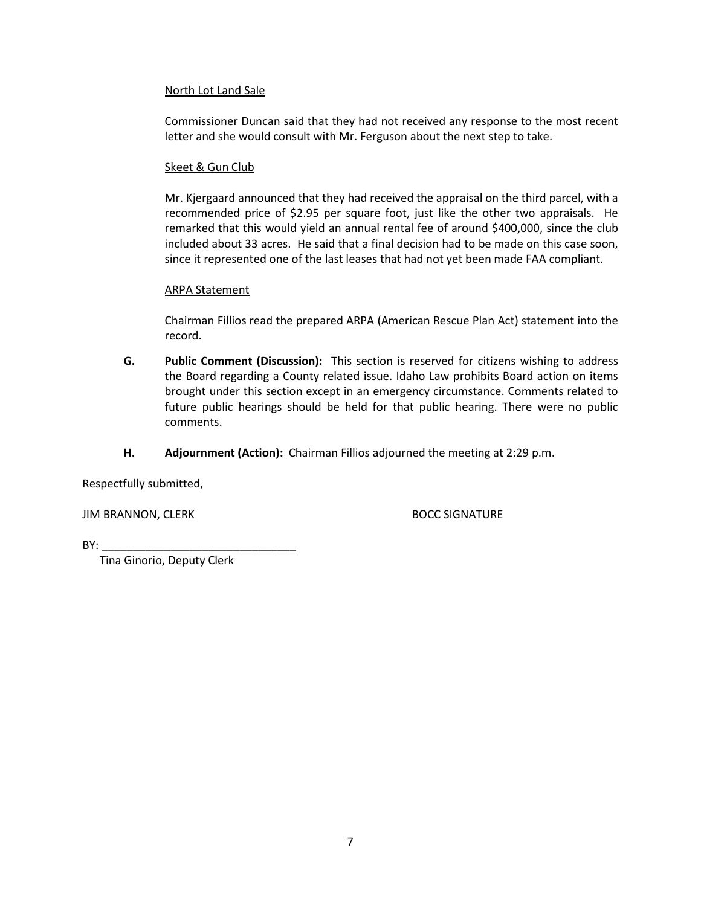North Lot Land Sale

Commissioner Duncan said that they had not received any response to the most recent letter and she would consult with Mr. Ferguson about the next step to take.

Skeet & Gun Club

Mr. Kjergaard announced that they had received the appraisal on the third parcel, with a recommended price of $2.95 per square foot, just like the other two appraisals. He remarked that this would yield an annual rental fee of around $400,000, since the club included about 33 acres. He said that a final decision had to be made on this case soon, since it represented one of the last leases that had not yet been made FAA compliant.

ARPA Statement

Chairman Fillios read the prepared ARPA (American Rescue Plan Act) statement into the record.

**G. Public Comment (Discussion):** This section is reserved for citizens wishing to address the Board regarding a County related issue. Idaho Law prohibits Board action on items brought under this section except in an emergency circumstance. Comments related to future public hearings should be held for that public hearing. There were no public comments.

**H. Adjournment (Action):** Chairman Fillios adjourned the meeting at 2:29 p.m.

Respectfully submitted,

JIM BRANNON, CLERK

BOCC SIGNATURE

BY: \_\_\_\_\_\_\_\_\_\_\_\_\_\_\_\_\_\_\_\_\_\_\_\_\_\_\_\_\_\_\_\_

Tina Ginorio, Deputy Clerk